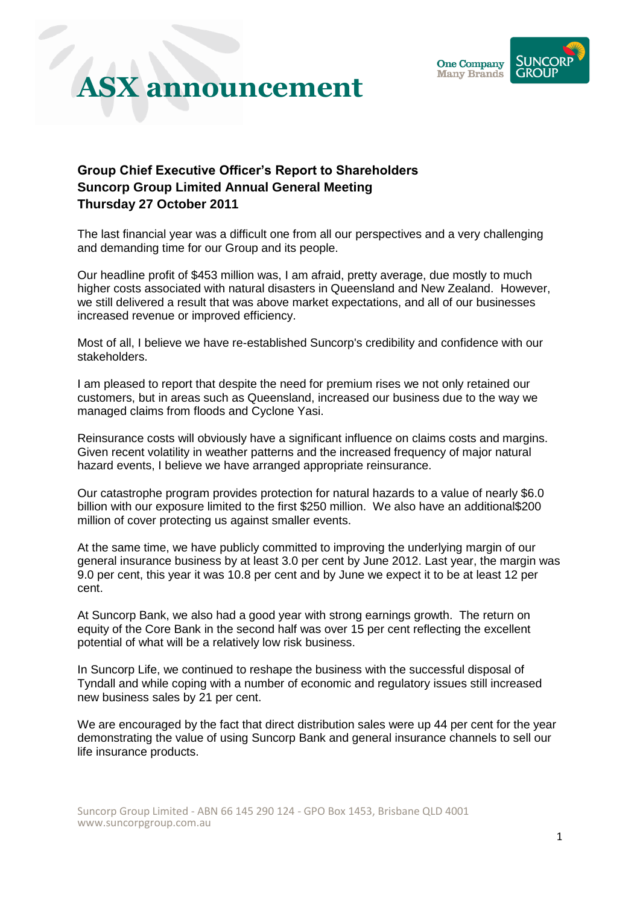# ASX announcement

**Group Chief Executive Officer's Report to Shareholders**
**Suncorp Group Limited Annual General Meeting**
**Thursday 27 October 2011**

The last financial year was a difficult one from all our perspectives and a very challenging and demanding time for our Group and its people.

Our headline profit of $453 million was, I am afraid, pretty average, due mostly to much higher costs associated with natural disasters in Queensland and New Zealand. However, we still delivered a result that was above market expectations, and all of our businesses increased revenue or improved efficiency.

Most of all, I believe we have re-established Suncorp's credibility and confidence with our stakeholders.

I am pleased to report that despite the need for premium rises we not only retained our customers, but in areas such as Queensland, increased our business due to the way we managed claims from floods and Cyclone Yasi.

Reinsurance costs will obviously have a significant influence on claims costs and margins. Given recent volatility in weather patterns and the increased frequency of major natural hazard events, I believe we have arranged appropriate reinsurance.

Our catastrophe program provides protection for natural hazards to a value of nearly $6.0 billion with our exposure limited to the first $250 million. We also have an additional$200 million of cover protecting us against smaller events.

At the same time, we have publicly committed to improving the underlying margin of our general insurance business by at least 3.0 per cent by June 2012. Last year, the margin was 9.0 per cent, this year it was 10.8 per cent and by June we expect it to be at least 12 per cent.

At Suncorp Bank, we also had a good year with strong earnings growth. The return on equity of the Core Bank in the second half was over 15 per cent reflecting the excellent potential of what will be a relatively low risk business.

In Suncorp Life, we continued to reshape the business with the successful disposal of Tyndall and while coping with a number of economic and regulatory issues still increased new business sales by 21 per cent.

We are encouraged by the fact that direct distribution sales were up 44 per cent for the year demonstrating the value of using Suncorp Bank and general insurance channels to sell our life insurance products.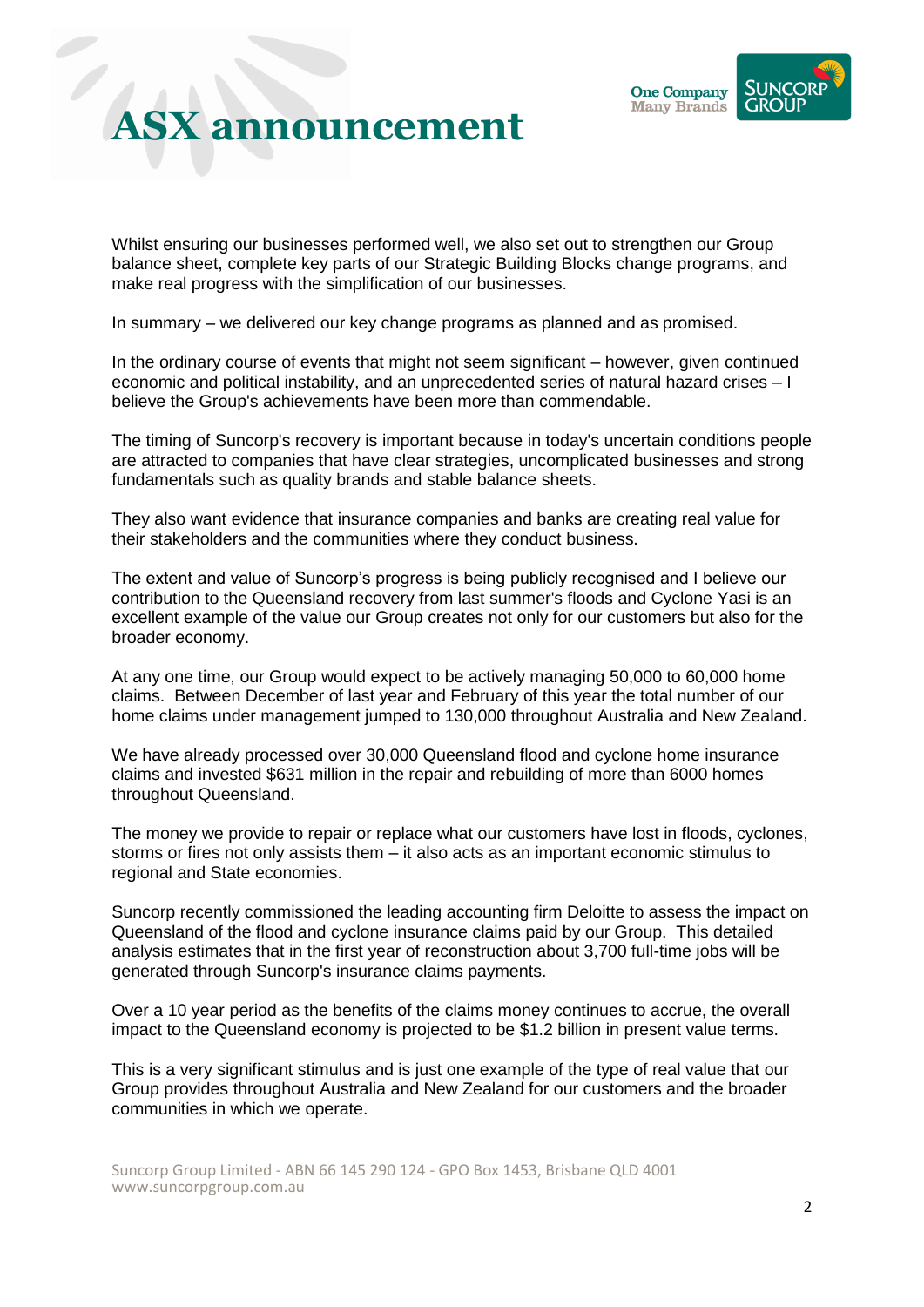Whilst ensuring our businesses performed well, we also set out to strengthen our Group balance sheet, complete key parts of our Strategic Building Blocks change programs, and make real progress with the simplification of our businesses.

In summary – we delivered our key change programs as planned and as promised.

In the ordinary course of events that might not seem significant – however, given continued economic and political instability, and an unprecedented series of natural hazard crises – I believe the Group's achievements have been more than commendable.

The timing of Suncorp's recovery is important because in today's uncertain conditions people are attracted to companies that have clear strategies, uncomplicated businesses and strong fundamentals such as quality brands and stable balance sheets.

They also want evidence that insurance companies and banks are creating real value for their stakeholders and the communities where they conduct business.

The extent and value of Suncorp's progress is being publicly recognised and I believe our contribution to the Queensland recovery from last summer's floods and Cyclone Yasi is an excellent example of the value our Group creates not only for our customers but also for the broader economy.

At any one time, our Group would expect to be actively managing 50,000 to 60,000 home claims. Between December of last year and February of this year the total number of our home claims under management jumped to 130,000 throughout Australia and New Zealand.

We have already processed over 30,000 Queensland flood and cyclone home insurance claims and invested $631 million in the repair and rebuilding of more than 6000 homes throughout Queensland.

The money we provide to repair or replace what our customers have lost in floods, cyclones, storms or fires not only assists them – it also acts as an important economic stimulus to regional and State economies.

Suncorp recently commissioned the leading accounting firm Deloitte to assess the impact on Queensland of the flood and cyclone insurance claims paid by our Group. This detailed analysis estimates that in the first year of reconstruction about 3,700 full-time jobs will be generated through Suncorp's insurance claims payments.

Over a 10 year period as the benefits of the claims money continues to accrue, the overall impact to the Queensland economy is projected to be $1.2 billion in present value terms.

This is a very significant stimulus and is just one example of the type of real value that our Group provides throughout Australia and New Zealand for our customers and the broader communities in which we operate.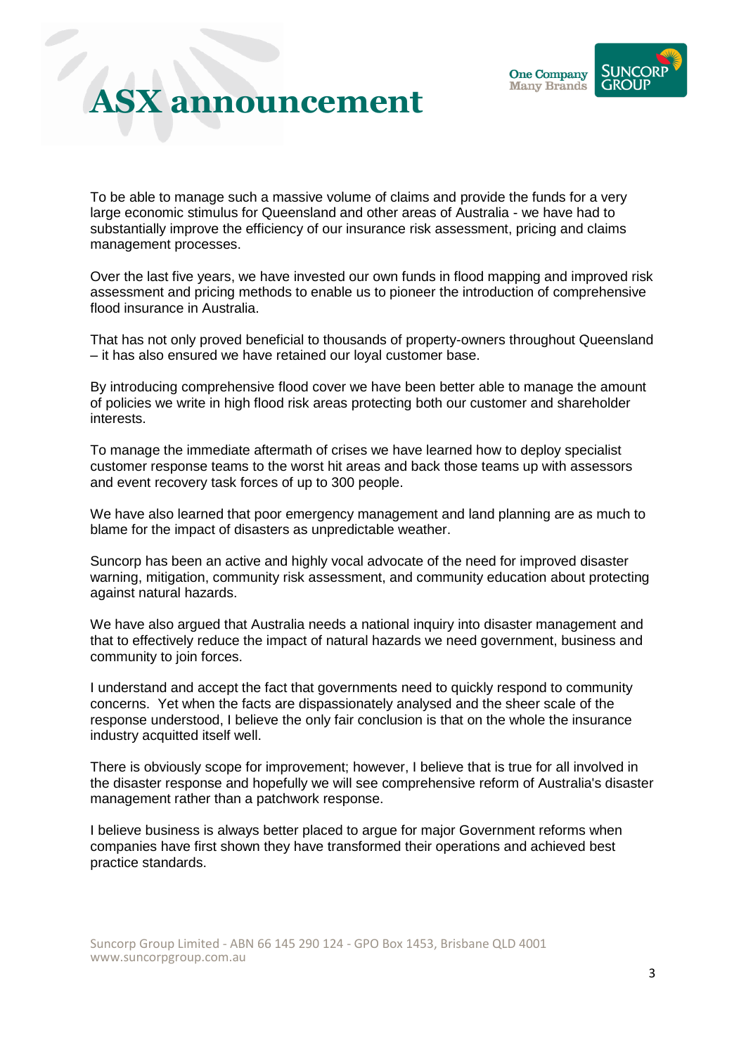To be able to manage such a massive volume of claims and provide the funds for a very large economic stimulus for Queensland and other areas of Australia - we have had to substantially improve the efficiency of our insurance risk assessment, pricing and claims management processes.

Over the last five years, we have invested our own funds in flood mapping and improved risk assessment and pricing methods to enable us to pioneer the introduction of comprehensive flood insurance in Australia.

That has not only proved beneficial to thousands of property-owners throughout Queensland – it has also ensured we have retained our loyal customer base.

By introducing comprehensive flood cover we have been better able to manage the amount of policies we write in high flood risk areas protecting both our customer and shareholder interests.

To manage the immediate aftermath of crises we have learned how to deploy specialist customer response teams to the worst hit areas and back those teams up with assessors and event recovery task forces of up to 300 people.

We have also learned that poor emergency management and land planning are as much to blame for the impact of disasters as unpredictable weather.

Suncorp has been an active and highly vocal advocate of the need for improved disaster warning, mitigation, community risk assessment, and community education about protecting against natural hazards.

We have also argued that Australia needs a national inquiry into disaster management and that to effectively reduce the impact of natural hazards we need government, business and community to join forces.

I understand and accept the fact that governments need to quickly respond to community concerns. Yet when the facts are dispassionately analysed and the sheer scale of the response understood, I believe the only fair conclusion is that on the whole the insurance industry acquitted itself well.

There is obviously scope for improvement; however, I believe that is true for all involved in the disaster response and hopefully we will see comprehensive reform of Australia's disaster management rather than a patchwork response.

I believe business is always better placed to argue for major Government reforms when companies have first shown they have transformed their operations and achieved best practice standards.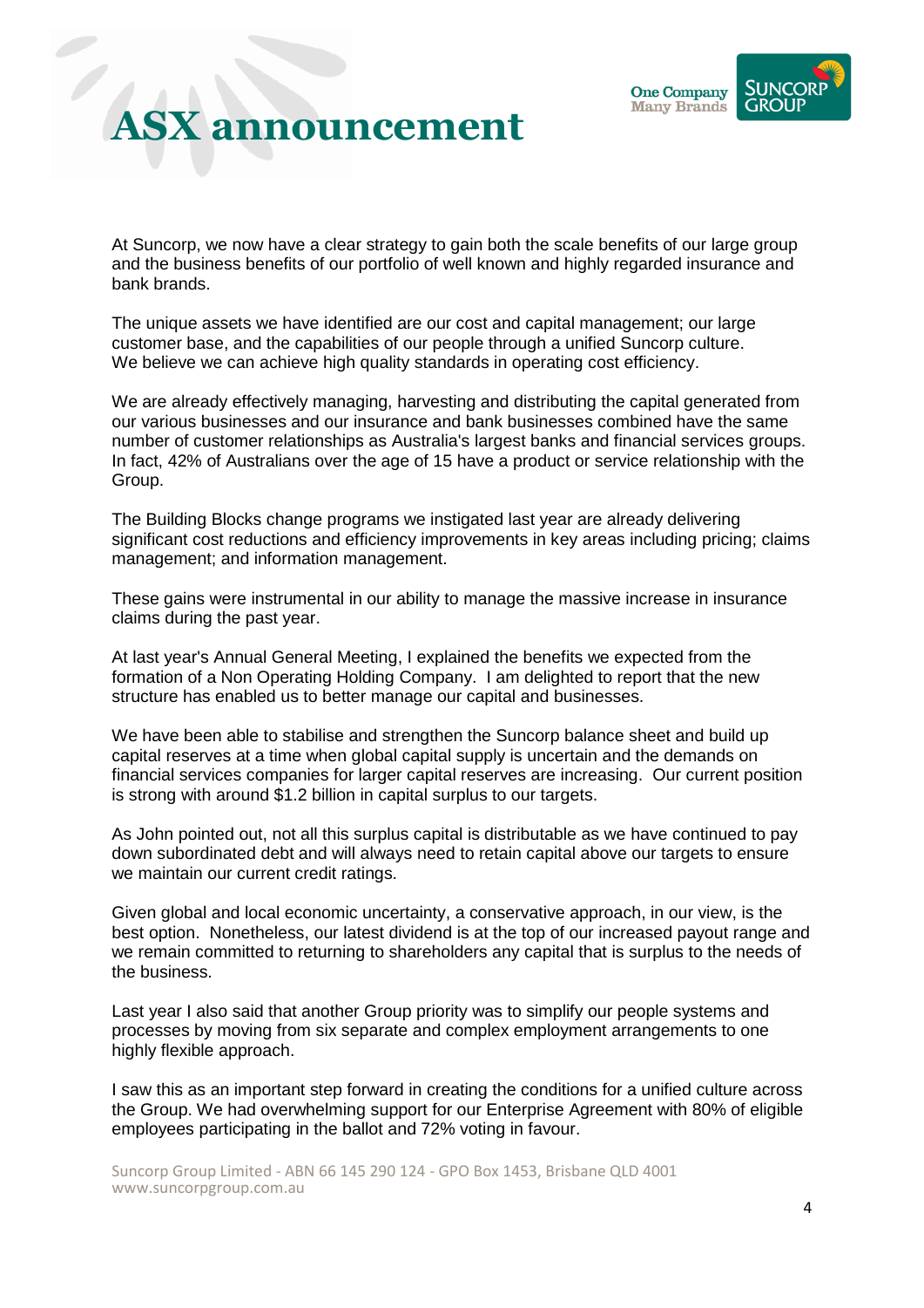At Suncorp, we now have a clear strategy to gain both the scale benefits of our large group and the business benefits of our portfolio of well known and highly regarded insurance and bank brands.

The unique assets we have identified are our cost and capital management; our large customer base, and the capabilities of our people through a unified Suncorp culture. We believe we can achieve high quality standards in operating cost efficiency.

We are already effectively managing, harvesting and distributing the capital generated from our various businesses and our insurance and bank businesses combined have the same number of customer relationships as Australia's largest banks and financial services groups. In fact, 42% of Australians over the age of 15 have a product or service relationship with the Group.

The Building Blocks change programs we instigated last year are already delivering significant cost reductions and efficiency improvements in key areas including pricing; claims management; and information management.

These gains were instrumental in our ability to manage the massive increase in insurance claims during the past year.

At last year's Annual General Meeting, I explained the benefits we expected from the formation of a Non Operating Holding Company. I am delighted to report that the new structure has enabled us to better manage our capital and businesses.

We have been able to stabilise and strengthen the Suncorp balance sheet and build up capital reserves at a time when global capital supply is uncertain and the demands on financial services companies for larger capital reserves are increasing. Our current position is strong with around $1.2 billion in capital surplus to our targets.

As John pointed out, not all this surplus capital is distributable as we have continued to pay down subordinated debt and will always need to retain capital above our targets to ensure we maintain our current credit ratings.

Given global and local economic uncertainty, a conservative approach, in our view, is the best option. Nonetheless, our latest dividend is at the top of our increased payout range and we remain committed to returning to shareholders any capital that is surplus to the needs of the business.

Last year I also said that another Group priority was to simplify our people systems and processes by moving from six separate and complex employment arrangements to one highly flexible approach.

I saw this as an important step forward in creating the conditions for a unified culture across the Group. We had overwhelming support for our Enterprise Agreement with 80% of eligible employees participating in the ballot and 72% voting in favour.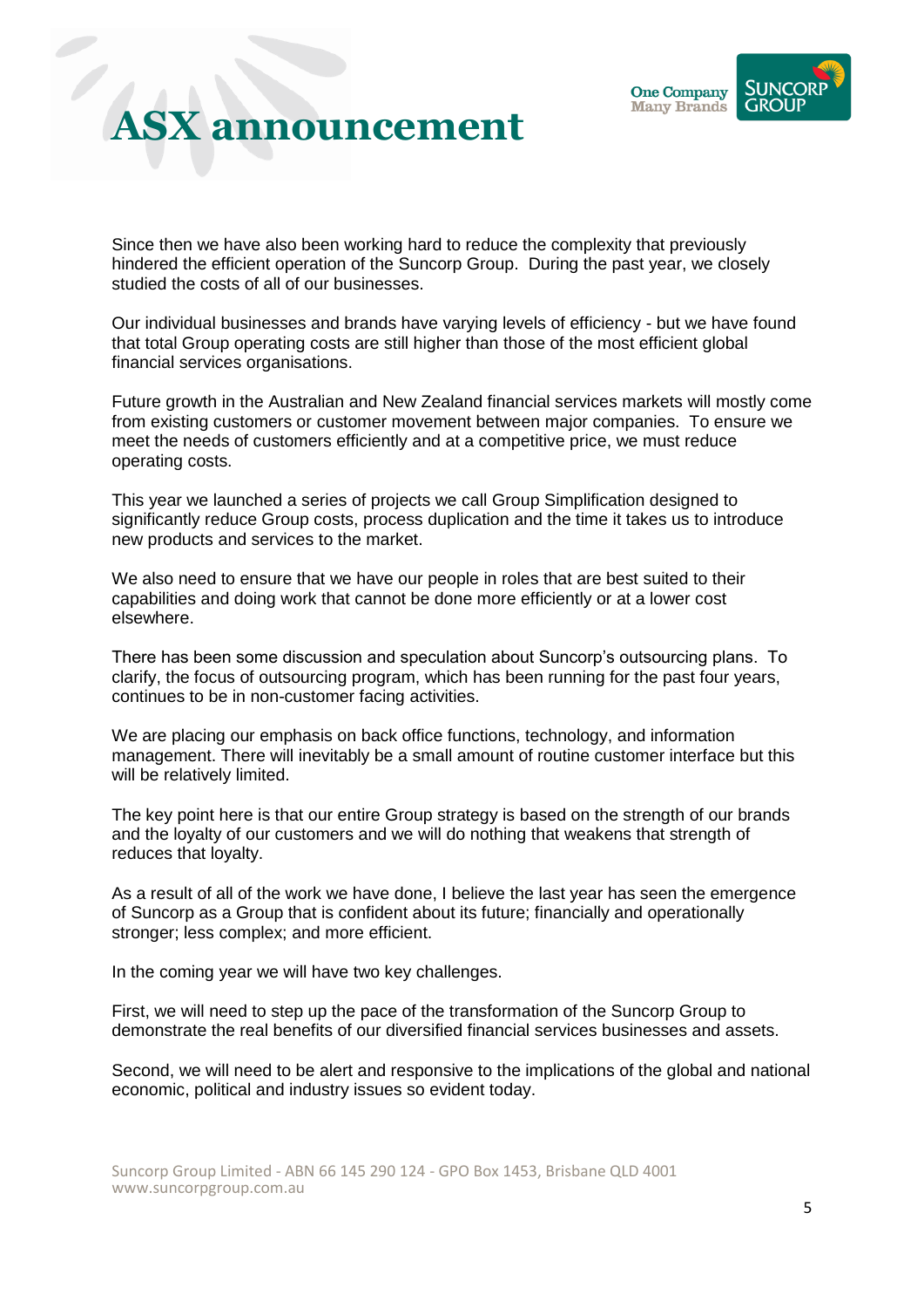Since then we have also been working hard to reduce the complexity that previously hindered the efficient operation of the Suncorp Group. During the past year, we closely studied the costs of all of our businesses.

Our individual businesses and brands have varying levels of efficiency - but we have found that total Group operating costs are still higher than those of the most efficient global financial services organisations.

Future growth in the Australian and New Zealand financial services markets will mostly come from existing customers or customer movement between major companies. To ensure we meet the needs of customers efficiently and at a competitive price, we must reduce operating costs.

This year we launched a series of projects we call Group Simplification designed to significantly reduce Group costs, process duplication and the time it takes us to introduce new products and services to the market.

We also need to ensure that we have our people in roles that are best suited to their capabilities and doing work that cannot be done more efficiently or at a lower cost elsewhere.

There has been some discussion and speculation about Suncorp's outsourcing plans. To clarify, the focus of outsourcing program, which has been running for the past four years, continues to be in non-customer facing activities.

We are placing our emphasis on back office functions, technology, and information management. There will inevitably be a small amount of routine customer interface but this will be relatively limited.

The key point here is that our entire Group strategy is based on the strength of our brands and the loyalty of our customers and we will do nothing that weakens that strength of reduces that loyalty.

As a result of all of the work we have done, I believe the last year has seen the emergence of Suncorp as a Group that is confident about its future; financially and operationally stronger; less complex; and more efficient.

In the coming year we will have two key challenges.

First, we will need to step up the pace of the transformation of the Suncorp Group to demonstrate the real benefits of our diversified financial services businesses and assets.

Second, we will need to be alert and responsive to the implications of the global and national economic, political and industry issues so evident today.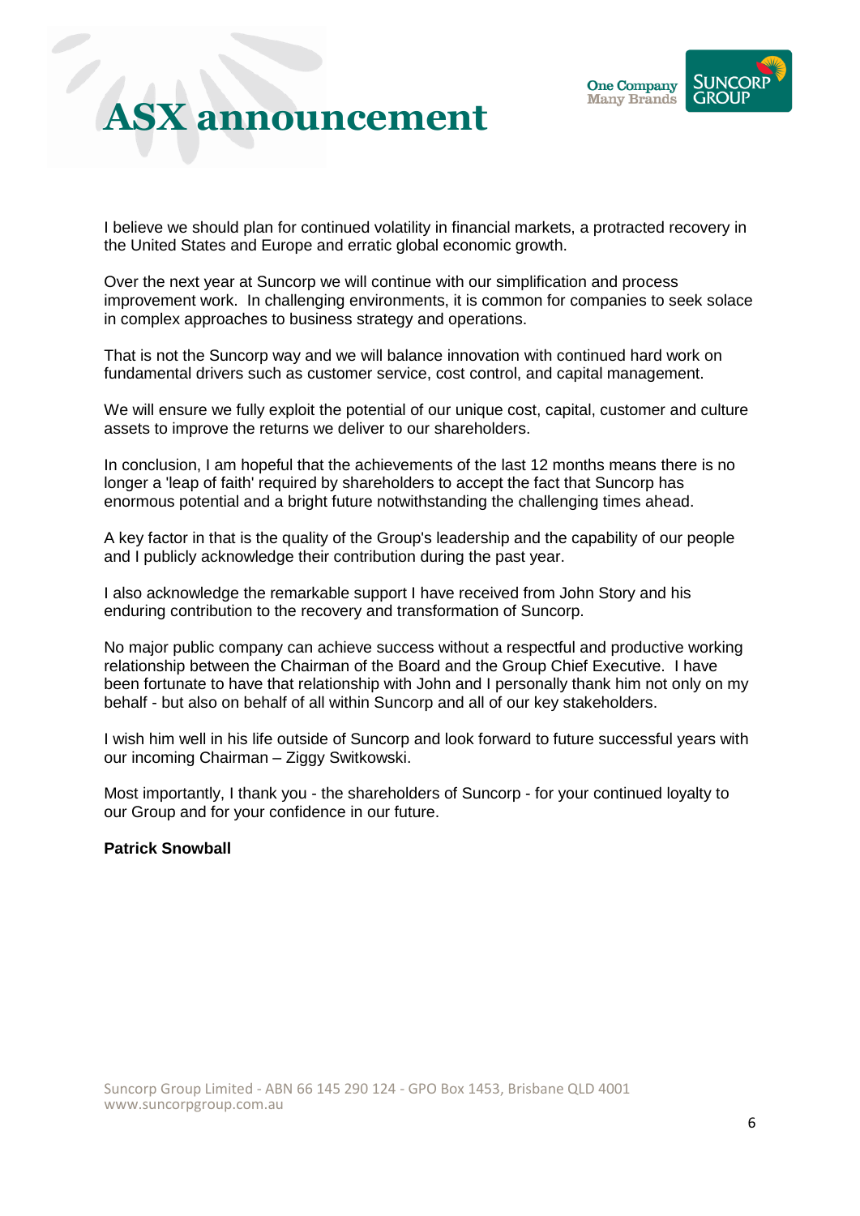I believe we should plan for continued volatility in financial markets, a protracted recovery in the United States and Europe and erratic global economic growth.

Over the next year at Suncorp we will continue with our simplification and process improvement work. In challenging environments, it is common for companies to seek solace in complex approaches to business strategy and operations.

That is not the Suncorp way and we will balance innovation with continued hard work on fundamental drivers such as customer service, cost control, and capital management.

We will ensure we fully exploit the potential of our unique cost, capital, customer and culture assets to improve the returns we deliver to our shareholders.

In conclusion, I am hopeful that the achievements of the last 12 months means there is no longer a 'leap of faith' required by shareholders to accept the fact that Suncorp has enormous potential and a bright future notwithstanding the challenging times ahead.

A key factor in that is the quality of the Group's leadership and the capability of our people and I publicly acknowledge their contribution during the past year.

I also acknowledge the remarkable support I have received from John Story and his enduring contribution to the recovery and transformation of Suncorp.

No major public company can achieve success without a respectful and productive working relationship between the Chairman of the Board and the Group Chief Executive. I have been fortunate to have that relationship with John and I personally thank him not only on my behalf - but also on behalf of all within Suncorp and all of our key stakeholders.

I wish him well in his life outside of Suncorp and look forward to future successful years with our incoming Chairman – Ziggy Switkowski.

Most importantly, I thank you - the shareholders of Suncorp - for your continued loyalty to our Group and for your confidence in our future.

**Patrick Snowball**